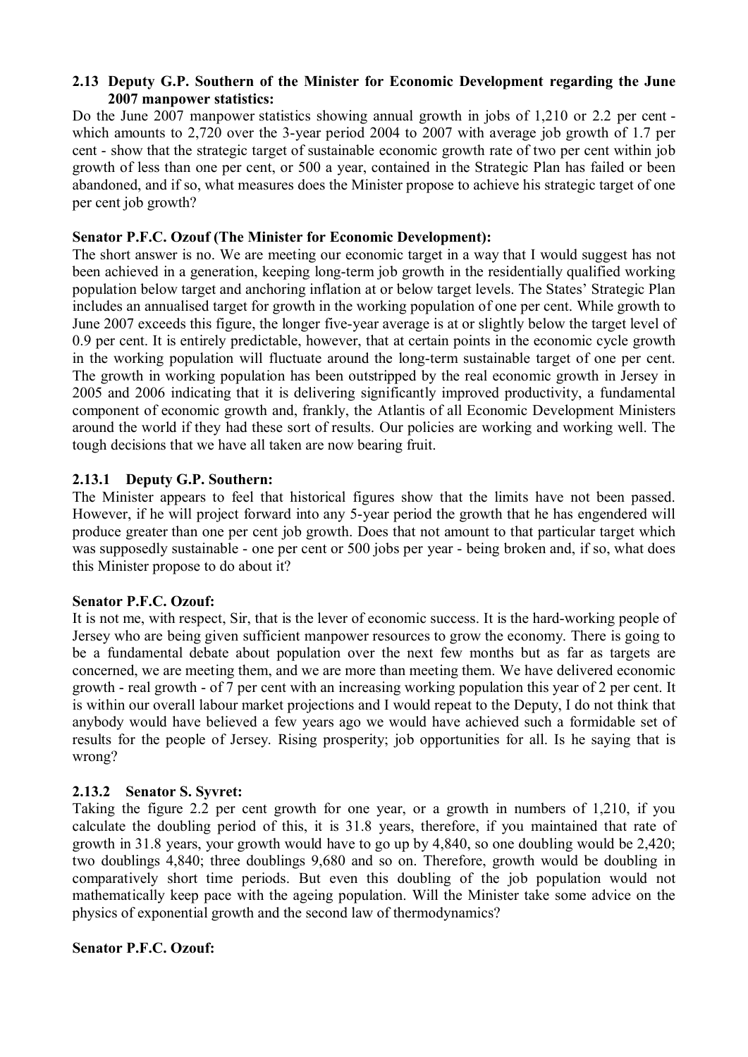**2.13 Deputy G.P. Southern of the Minister for Economic Development regarding the June 2007 manpower statistics:**

Do the June 2007 manpower statistics showing annual growth in jobs of 1,210 or 2.2 per cent - which amounts to 2,720 over the 3-year period 2004 to 2007 with average job growth of 1.7 per cent - show that the strategic target of sustainable economic growth rate of two per cent within job growth of less than one per cent, or 500 a year, contained in the Strategic Plan has failed or been abandoned, and if so, what measures does the Minister propose to achieve his strategic target of one per cent job growth?

**Senator P.F.C. Ozouf (The Minister for Economic Development):**

The short answer is no. We are meeting our economic target in a way that I would suggest has not been achieved in a generation, keeping long-term job growth in the residentially qualified working population below target and anchoring inflation at or below target levels. The States' Strategic Plan includes an annualised target for growth in the working population of one per cent. While growth to June 2007 exceeds this figure, the longer five-year average is at or slightly below the target level of 0.9 per cent. It is entirely predictable, however, that at certain points in the economic cycle growth in the working population will fluctuate around the long-term sustainable target of one per cent. The growth in working population has been outstripped by the real economic growth in Jersey in 2005 and 2006 indicating that it is delivering significantly improved productivity, a fundamental component of economic growth and, frankly, the Atlantis of all Economic Development Ministers around the world if they had these sort of results. Our policies are working and working well. The tough decisions that we have all taken are now bearing fruit.

**2.13.1 Deputy G.P. Southern:**

The Minister appears to feel that historical figures show that the limits have not been passed. However, if he will project forward into any 5-year period the growth that he has engendered will produce greater than one per cent job growth. Does that not amount to that particular target which was supposedly sustainable - one per cent or 500 jobs per year - being broken and, if so, what does this Minister propose to do about it?

**Senator P.F.C. Ozouf:**

It is not me, with respect, Sir, that is the lever of economic success. It is the hard-working people of Jersey who are being given sufficient manpower resources to grow the economy. There is going to be a fundamental debate about population over the next few months but as far as targets are concerned, we are meeting them, and we are more than meeting them. We have delivered economic growth - real growth - of 7 per cent with an increasing working population this year of 2 per cent. It is within our overall labour market projections and I would repeat to the Deputy, I do not think that anybody would have believed a few years ago we would have achieved such a formidable set of results for the people of Jersey. Rising prosperity; job opportunities for all. Is he saying that is wrong?

**2.13.2 Senator S. Syvret:**

Taking the figure 2.2 per cent growth for one year, or a growth in numbers of 1,210, if you calculate the doubling period of this, it is 31.8 years, therefore, if you maintained that rate of growth in 31.8 years, your growth would have to go up by 4,840, so one doubling would be 2,420; two doublings 4,840; three doublings 9,680 and so on. Therefore, growth would be doubling in comparatively short time periods. But even this doubling of the job population would not mathematically keep pace with the ageing population. Will the Minister take some advice on the physics of exponential growth and the second law of thermodynamics?

**Senator P.F.C. Ozouf:**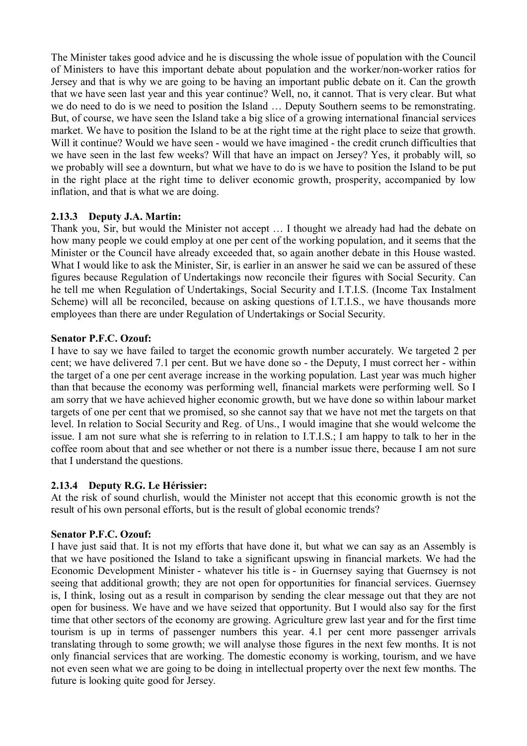The Minister takes good advice and he is discussing the whole issue of population with the Council of Ministers to have this important debate about population and the worker/non-worker ratios for Jersey and that is why we are going to be having an important public debate on it. Can the growth that we have seen last year and this year continue? Well, no, it cannot. That is very clear. But what we do need to do is we need to position the Island … Deputy Southern seems to be remonstrating. But, of course, we have seen the Island take a big slice of a growing international financial services market. We have to position the Island to be at the right time at the right place to seize that growth. Will it continue? Would we have seen - would we have imagined - the credit crunch difficulties that we have seen in the last few weeks? Will that have an impact on Jersey? Yes, it probably will, so we probably will see a downturn, but what we have to do is we have to position the Island to be put in the right place at the right time to deliver economic growth, prosperity, accompanied by low inflation, and that is what we are doing.

### 2.13.3 Deputy J.A. Martin:

Thank you, Sir, but would the Minister not accept … I thought we already had had the debate on how many people we could employ at one per cent of the working population, and it seems that the Minister or the Council have already exceeded that, so again another debate in this House wasted. What I would like to ask the Minister, Sir, is earlier in an answer he said we can be assured of these figures because Regulation of Undertakings now reconcile their figures with Social Security. Can he tell me when Regulation of Undertakings, Social Security and I.T.I.S. (Income Tax Instalment Scheme) will all be reconciled, because on asking questions of I.T.I.S., we have thousands more employees than there are under Regulation of Undertakings or Social Security.

**Senator P.F.C. Ozouf:**

I have to say we have failed to target the economic growth number accurately. We targeted 2 per cent; we have delivered 7.1 per cent. But we have done so - the Deputy, I must correct her - within the target of a one per cent average increase in the working population. Last year was much higher than that because the economy was performing well, financial markets were performing well. So I am sorry that we have achieved higher economic growth, but we have done so within labour market targets of one per cent that we promised, so she cannot say that we have not met the targets on that level. In relation to Social Security and Reg. of Uns., I would imagine that she would welcome the issue. I am not sure what she is referring to in relation to I.T.I.S.; I am happy to talk to her in the coffee room about that and see whether or not there is a number issue there, because I am not sure that I understand the questions.

### 2.13.4 Deputy R.G. Le Hérissier:

At the risk of sound churlish, would the Minister not accept that this economic growth is not the result of his own personal efforts, but is the result of global economic trends?

**Senator P.F.C. Ozouf:**

I have just said that. It is not my efforts that have done it, but what we can say as an Assembly is that we have positioned the Island to take a significant upswing in financial markets. We had the Economic Development Minister - whatever his title is - in Guernsey saying that Guernsey is not seeing that additional growth; they are not open for opportunities for financial services. Guernsey is, I think, losing out as a result in comparison by sending the clear message out that they are not open for business. We have and we have seized that opportunity. But I would also say for the first time that other sectors of the economy are growing. Agriculture grew last year and for the first time tourism is up in terms of passenger numbers this year. 4.1 per cent more passenger arrivals translating through to some growth; we will analyse those figures in the next few months. It is not only financial services that are working. The domestic economy is working, tourism, and we have not even seen what we are going to be doing in intellectual property over the next few months. The future is looking quite good for Jersey.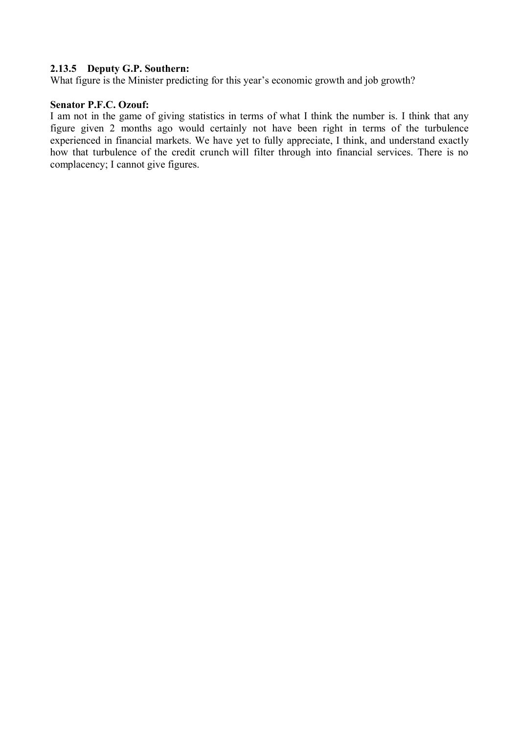**2.13.5 Deputy G.P. Southern:**

What figure is the Minister predicting for this year's economic growth and job growth?

**Senator P.F.C. Ozouf:**

I am not in the game of giving statistics in terms of what I think the number is. I think that any figure given 2 months ago would certainly not have been right in terms of the turbulence experienced in financial markets. We have yet to fully appreciate, I think, and understand exactly how that turbulence of the credit crunch will filter through into financial services. There is no complacency; I cannot give figures.